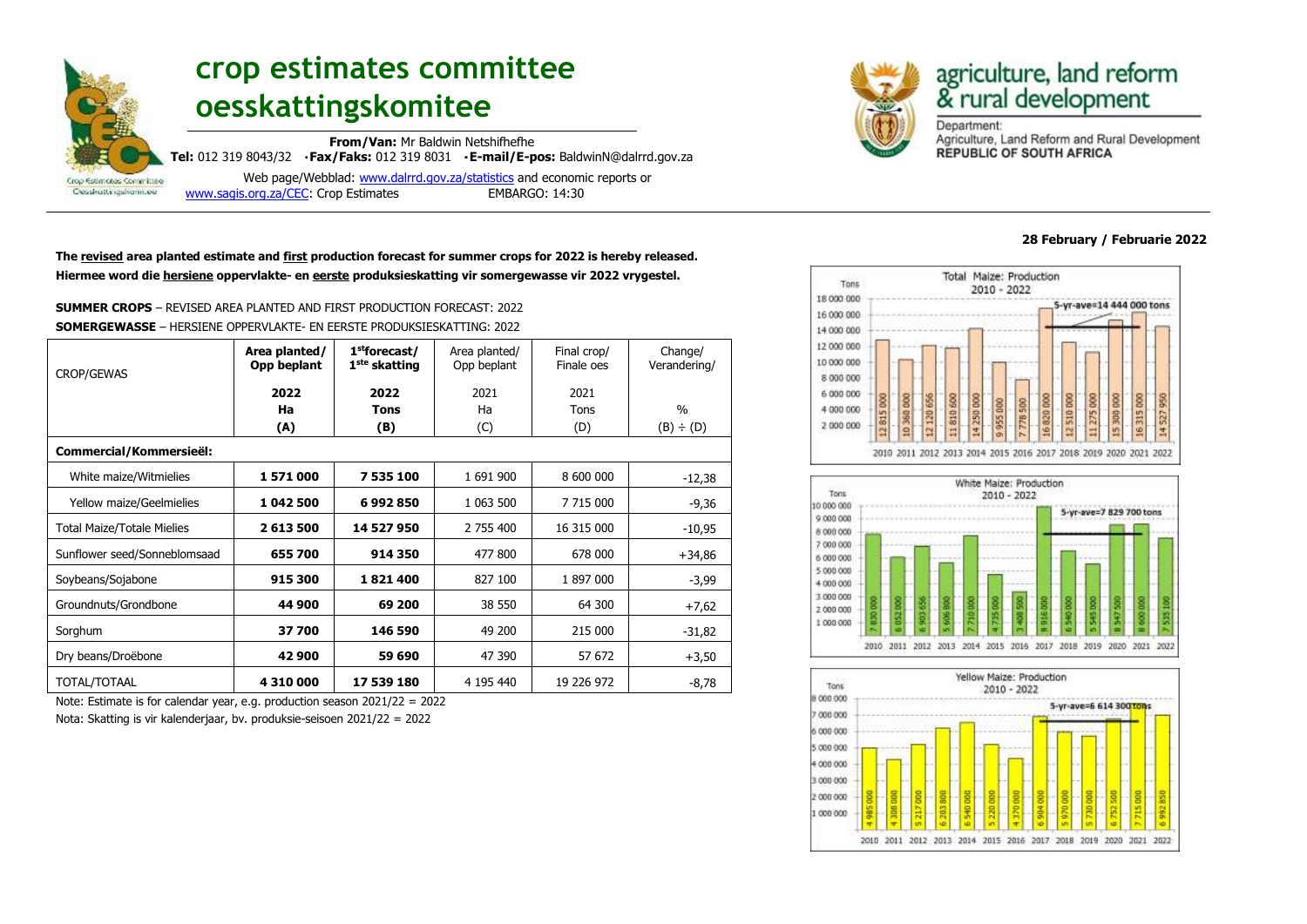# crop estimates committee
# oesskattingskomitee

**From/Van:** Mr Baldwin Netshifhefhe
**Tel:** 012 319 8043/32 **·Fax/Faks:** 012 319 8031 **·E-mail/E-pos:** BaldwinN@dalrrd.gov.za
Web page/Webblad: www.dalrrd.gov.za/statistics and economic reports or www.sagis.org.za/CEC: Crop Estimates EMBARGO: 14:30

agriculture, land reform & rural development
Department: Agriculture, Land Reform and Rural Development
REPUBLIC OF SOUTH AFRICA

**28 February / Februarie 2022**

**The revised area planted estimate and first production forecast for summer crops for 2022 is hereby released.**
**Hiermee word die hersiene oppervlakte- en eerste produksieskatting vir somergewasse vir 2022 vrygestel.**

**SUMMER CROPS** – REVISED AREA PLANTED AND FIRST PRODUCTION FORECAST: 2022
**SOMERGEWASSE** – HERSIENE OPPERVLAKTE- EN EERSTE PRODUKSIESKATTING: 2022

| CROP/GEWAS | **Area planted/ Opp beplant** <br> **2022** <br> **Ha** <br> **(A)** | **1st forecast/ 1ste skatting** <br> **2022** <br> **Tons** <br> **(B)** | Area planted/ Opp beplant <br> 2021 <br> Ha <br> (C) | Final crop/ Finale oes <br> 2021 <br> Tons <br> (D) | Change/ Verandering/ <br> % <br> (B) ÷ (D) |
|---|---|---|---|---|---|
| **Commercial/Kommersieël:** | | | | | |
| White maize/Witmielies | **1 571 000** | **7 535 100** | 1 691 900 | 8 600 000 | -12,38 |
| Yellow maize/Geelmielies | **1 042 500** | **6 992 850** | 1 063 500 | 7 715 000 | -9,36 |
| Total Maize/Totale Mielies | **2 613 500** | **14 527 950** | 2 755 400 | 16 315 000 | -10,95 |
| Sunflower seed/Sonneblomsaad | **655 700** | **914 350** | 477 800 | 678 000 | +34,86 |
| Soybeans/Sojabone | **915 300** | **1 821 400** | 827 100 | 1 897 000 | -3,99 |
| Groundnuts/Grondbone | **44 900** | **69 200** | 38 550 | 64 300 | +7,62 |
| Sorghum | **37 700** | **146 590** | 49 200 | 215 000 | -31,82 |
| Dry beans/Droëbone | **42 900** | **59 690** | 47 390 | 57 672 | +3,50 |
| TOTAL/TOTAAL | **4 310 000** | **17 539 180** | 4 195 440 | 19 226 972 | -8,78 |

Note: Estimate is for calendar year, e.g. production season 2021/22 = 2022
Nota: Skatting is vir kalenderjaar, bv. produksie-seisoen 2021/22 = 2022

**Total Maize: Production 2010 - 2022** (Tons; 5-yr-ave=14 444 000 tons)

| Year | 2010 | 2011 | 2012 | 2013 | 2014 | 2015 | 2016 | 2017 | 2018 | 2019 | 2020 | 2021 | 2022 |
|---|---|---|---|---|---|---|---|---|---|---|---|---|---|
| Tons | 12 815 000 | 10 360 000 | 12 120 656 | 11 810 600 | 14 250 000 | 9 955 000 | 7 778 500 | 16 820 000 | 12 510 000 | 11 275 000 | 15 300 000 | 16 315 000 | 14 527 950 |

**White Maize: Production 2010 - 2022** (Tons; 5-yr-ave=7 829 700 tons)

| Year | 2010 | 2011 | 2012 | 2013 | 2014 | 2015 | 2016 | 2017 | 2018 | 2019 | 2020 | 2021 | 2022 |
|---|---|---|---|---|---|---|---|---|---|---|---|---|---|
| Tons | 7 830 000 | 6 052 000 | 6 903 656 | 5 606 800 | 7 710 000 | 4 735 000 | 3 408 500 | 9 916 000 | 6 540 000 | 5 545 000 | 8 547 500 | 8 600 000 | 7 535 100 |

**Yellow Maize: Production 2010 - 2022** (Tons; 5-yr-ave=6 614 300 tons)

| Year | 2010 | 2011 | 2012 | 2013 | 2014 | 2015 | 2016 | 2017 | 2018 | 2019 | 2020 | 2021 | 2022 |
|---|---|---|---|---|---|---|---|---|---|---|---|---|---|
| Tons | 4 985 000 | 4 308 000 | 5 217 000 | 6 203 800 | 6 540 000 | 5 220 000 | 4 370 000 | 6 904 000 | 5 970 000 | 5 730 000 | 6 752 500 | 7 715 000 | 6 992 850 |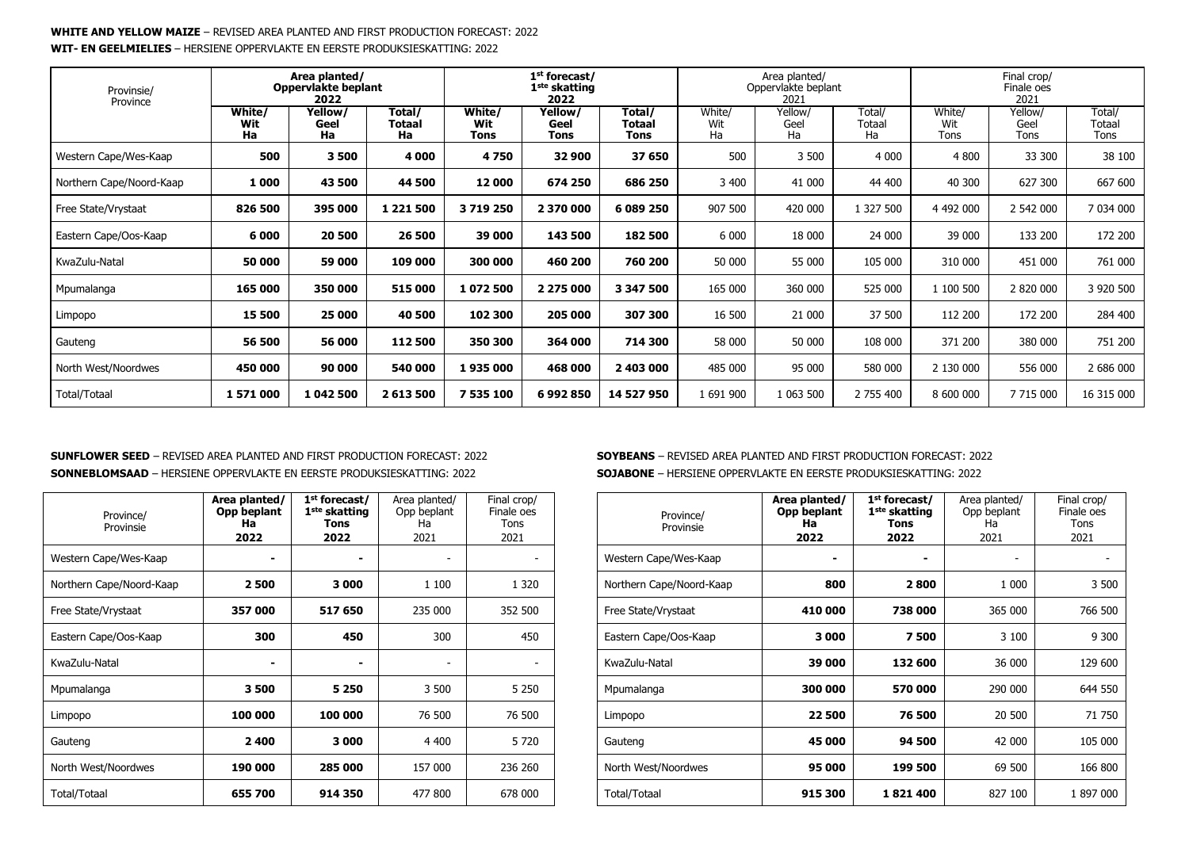**WHITE AND YELLOW MAIZE** – REVISED AREA PLANTED AND FIRST PRODUCTION FORECAST: 2022

**WIT- EN GEELMIELIES** – HERSIENE OPPERVLAKTE EN EERSTE PRODUKSIESKATTING: 2022

| Provinsie/ Province | **Area planted/ Oppervlakte beplant 2022** | | | **1st forecast/ 1ste skatting 2022** | | | Area planted/ Oppervlakte beplant 2021 | | | Final crop/ Finale oes 2021 | | |
|---|---|---|---|---|---|---|---|---|---|---|---|---|
| | **White/ Wit Ha** | **Yellow/ Geel Ha** | **Total/ Totaal Ha** | **White/ Wit Tons** | **Yellow/ Geel Tons** | **Total/ Totaal Tons** | White/ Wit Ha | Yellow/ Geel Ha | Total/ Totaal Ha | White/ Wit Tons | Yellow/ Geel Tons | Total/ Totaal Tons |
| Western Cape/Wes-Kaap | **500** | **3 500** | **4 000** | **4 750** | **32 900** | **37 650** | 500 | 3 500 | 4 000 | 4 800 | 33 300 | 38 100 |
| Northern Cape/Noord-Kaap | **1 000** | **43 500** | **44 500** | **12 000** | **674 250** | **686 250** | 3 400 | 41 000 | 44 400 | 40 300 | 627 300 | 667 600 |
| Free State/Vrystaat | **826 500** | **395 000** | **1 221 500** | **3 719 250** | **2 370 000** | **6 089 250** | 907 500 | 420 000 | 1 327 500 | 4 492 000 | 2 542 000 | 7 034 000 |
| Eastern Cape/Oos-Kaap | **6 000** | **20 500** | **26 500** | **39 000** | **143 500** | **182 500** | 6 000 | 18 000 | 24 000 | 39 000 | 133 200 | 172 200 |
| KwaZulu-Natal | **50 000** | **59 000** | **109 000** | **300 000** | **460 200** | **760 200** | 50 000 | 55 000 | 105 000 | 310 000 | 451 000 | 761 000 |
| Mpumalanga | **165 000** | **350 000** | **515 000** | **1 072 500** | **2 275 000** | **3 347 500** | 165 000 | 360 000 | 525 000 | 1 100 500 | 2 820 000 | 3 920 500 |
| Limpopo | **15 500** | **25 000** | **40 500** | **102 300** | **205 000** | **307 300** | 16 500 | 21 000 | 37 500 | 112 200 | 172 200 | 284 400 |
| Gauteng | **56 500** | **56 000** | **112 500** | **350 300** | **364 000** | **714 300** | 58 000 | 50 000 | 108 000 | 371 200 | 380 000 | 751 200 |
| North West/Noordwes | **450 000** | **90 000** | **540 000** | **1 935 000** | **468 000** | **2 403 000** | 485 000 | 95 000 | 580 000 | 2 130 000 | 556 000 | 2 686 000 |
| Total/Totaal | **1 571 000** | **1 042 500** | **2 613 500** | **7 535 100** | **6 992 850** | **14 527 950** | 1 691 900 | 1 063 500 | 2 755 400 | 8 600 000 | 7 715 000 | 16 315 000 |

**SUNFLOWER SEED** – REVISED AREA PLANTED AND FIRST PRODUCTION FORECAST: 2022

**SONNEBLOMSAAD** – HERSIENE OPPERVLAKTE EN EERSTE PRODUKSIESKATTING: 2022

| Province/ Provinsie | **Area planted/ Opp beplant Ha 2022** | **1st forecast/ 1ste skatting Tons 2022** | Area planted/ Opp beplant Ha 2021 | Final crop/ Finale oes Tons 2021 |
|---|---|---|---|---|
| Western Cape/Wes-Kaap | **-** | **-** | - | - |
| Northern Cape/Noord-Kaap | **2 500** | **3 000** | 1 100 | 1 320 |
| Free State/Vrystaat | **357 000** | **517 650** | 235 000 | 352 500 |
| Eastern Cape/Oos-Kaap | **300** | **450** | 300 | 450 |
| KwaZulu-Natal | **-** | **-** | - | - |
| Mpumalanga | **3 500** | **5 250** | 3 500 | 5 250 |
| Limpopo | **100 000** | **100 000** | 76 500 | 76 500 |
| Gauteng | **2 400** | **3 000** | 4 400 | 5 720 |
| North West/Noordwes | **190 000** | **285 000** | 157 000 | 236 260 |
| Total/Totaal | **655 700** | **914 350** | 477 800 | 678 000 |

**SOYBEANS** – REVISED AREA PLANTED AND FIRST PRODUCTION FORECAST: 2022

**SOJABONE** – HERSIENE OPPERVLAKTE EN EERSTE PRODUKSIESKATTING: 2022

| Province/ Provinsie | **Area planted/ Opp beplant Ha 2022** | **1st forecast/ 1ste skatting Tons 2022** | Area planted/ Opp beplant Ha 2021 | Final crop/ Finale oes Tons 2021 |
|---|---|---|---|---|
| Western Cape/Wes-Kaap | **-** | **-** | - | - |
| Northern Cape/Noord-Kaap | **800** | **2 800** | 1 000 | 3 500 |
| Free State/Vrystaat | **410 000** | **738 000** | 365 000 | 766 500 |
| Eastern Cape/Oos-Kaap | **3 000** | **7 500** | 3 100 | 9 300 |
| KwaZulu-Natal | **39 000** | **132 600** | 36 000 | 129 600 |
| Mpumalanga | **300 000** | **570 000** | 290 000 | 644 550 |
| Limpopo | **22 500** | **76 500** | 20 500 | 71 750 |
| Gauteng | **45 000** | **94 500** | 42 000 | 105 000 |
| North West/Noordwes | **95 000** | **199 500** | 69 500 | 166 800 |
| Total/Totaal | **915 300** | **1 821 400** | 827 100 | 1 897 000 |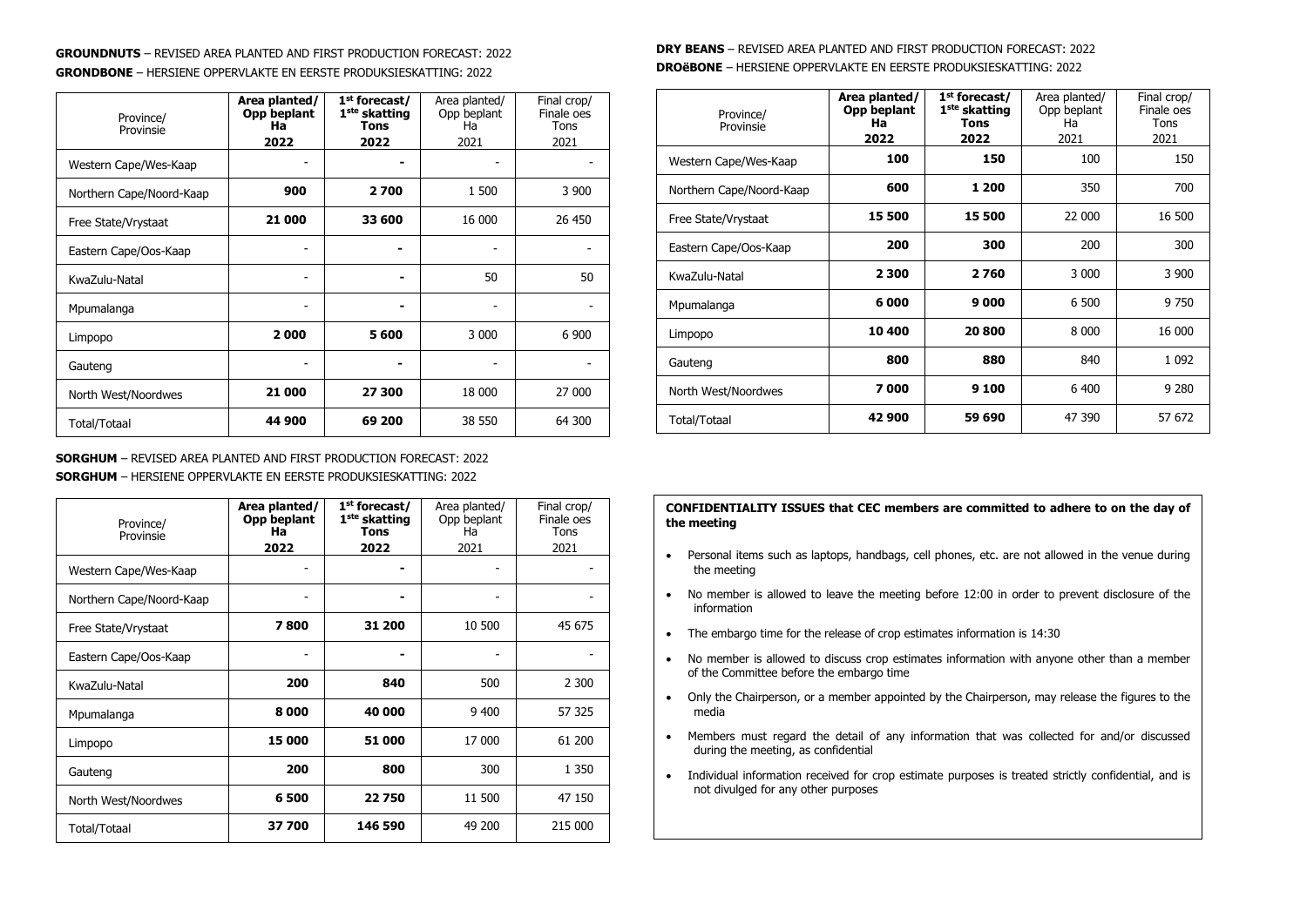**GROUNDNUTS** – REVISED AREA PLANTED AND FIRST PRODUCTION FORECAST: 2022
**GRONDBONE** – HERSIENE OPPERVLAKTE EN EERSTE PRODUKSIESKATTING: 2022

| Province/ Provinsie | **Area planted/ Opp beplant Ha 2022** | **1st forecast/ 1ste skatting Tons 2022** | Area planted/ Opp beplant Ha 2021 | Final crop/ Finale oes Tons 2021 |
|---|---|---|---|---|
| Western Cape/Wes-Kaap | - | **-** | - | - |
| Northern Cape/Noord-Kaap | **900** | **2 700** | 1 500 | 3 900 |
| Free State/Vrystaat | **21 000** | **33 600** | 16 000 | 26 450 |
| Eastern Cape/Oos-Kaap | - | **-** | - | - |
| KwaZulu-Natal | - | **-** | 50 | 50 |
| Mpumalanga | - | **-** | - | - |
| Limpopo | **2 000** | **5 600** | 3 000 | 6 900 |
| Gauteng | - | **-** | - | - |
| North West/Noordwes | **21 000** | **27 300** | 18 000 | 27 000 |
| Total/Totaal | **44 900** | **69 200** | 38 550 | 64 300 |

**SORGHUM** – REVISED AREA PLANTED AND FIRST PRODUCTION FORECAST: 2022
**SORGHUM** – HERSIENE OPPERVLAKTE EN EERSTE PRODUKSIESKATTING: 2022

| Province/ Provinsie | **Area planted/ Opp beplant Ha 2022** | **1st forecast/ 1ste skatting Tons 2022** | Area planted/ Opp beplant Ha 2021 | Final crop/ Finale oes Tons 2021 |
|---|---|---|---|---|
| Western Cape/Wes-Kaap | - | **-** | - | - |
| Northern Cape/Noord-Kaap | - | **-** | - | - |
| Free State/Vrystaat | **7 800** | **31 200** | 10 500 | 45 675 |
| Eastern Cape/Oos-Kaap | - | **-** | - | - |
| KwaZulu-Natal | **200** | **840** | 500 | 2 300 |
| Mpumalanga | **8 000** | **40 000** | 9 400 | 57 325 |
| Limpopo | **15 000** | **51 000** | 17 000 | 61 200 |
| Gauteng | **200** | **800** | 300 | 1 350 |
| North West/Noordwes | **6 500** | **22 750** | 11 500 | 47 150 |
| Total/Totaal | **37 700** | **146 590** | 49 200 | 215 000 |

**DRY BEANS** – REVISED AREA PLANTED AND FIRST PRODUCTION FORECAST: 2022
**DROëBONE** – HERSIENE OPPERVLAKTE EN EERSTE PRODUKSIESKATTING: 2022

| Province/ Provinsie | **Area planted/ Opp beplant Ha 2022** | **1st forecast/ 1ste skatting Tons 2022** | Area planted/ Opp beplant Ha 2021 | Final crop/ Finale oes Tons 2021 |
|---|---|---|---|---|
| Western Cape/Wes-Kaap | **100** | **150** | 100 | 150 |
| Northern Cape/Noord-Kaap | **600** | **1 200** | 350 | 700 |
| Free State/Vrystaat | **15 500** | **15 500** | 22 000 | 16 500 |
| Eastern Cape/Oos-Kaap | **200** | **300** | 200 | 300 |
| KwaZulu-Natal | **2 300** | **2 760** | 3 000 | 3 900 |
| Mpumalanga | **6 000** | **9 000** | 6 500 | 9 750 |
| Limpopo | **10 400** | **20 800** | 8 000 | 16 000 |
| Gauteng | **800** | **880** | 840 | 1 092 |
| North West/Noordwes | **7 000** | **9 100** | 6 400 | 9 280 |
| Total/Totaal | **42 900** | **59 690** | 47 390 | 57 672 |

**CONFIDENTIALITY ISSUES that CEC members are committed to adhere to on the day of the meeting**

- Personal items such as laptops, handbags, cell phones, etc. are not allowed in the venue during the meeting
- No member is allowed to leave the meeting before 12:00 in order to prevent disclosure of the information
- The embargo time for the release of crop estimates information is 14:30
- No member is allowed to discuss crop estimates information with anyone other than a member of the Committee before the embargo time
- Only the Chairperson, or a member appointed by the Chairperson, may release the figures to the media
- Members must regard the detail of any information that was collected for and/or discussed during the meeting, as confidential
- Individual information received for crop estimate purposes is treated strictly confidential, and is not divulged for any other purposes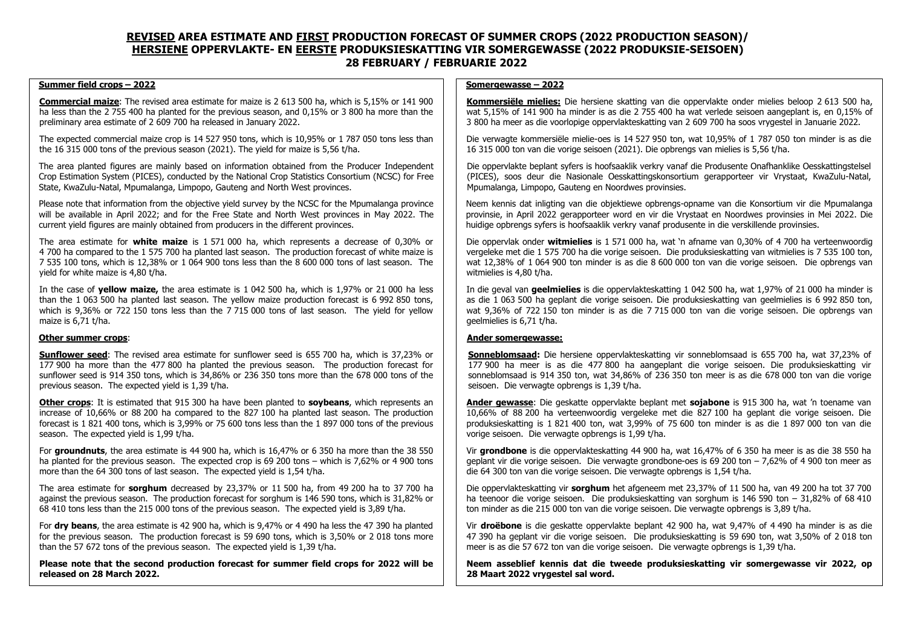# REVISED AREA ESTIMATE AND FIRST PRODUCTION FORECAST OF SUMMER CROPS (2022 PRODUCTION SEASON)/ HERSIENE OPPERVLAKTE- EN EERSTE PRODUKSIESKATTING VIR SOMERGEWASSE (2022 PRODUKSIE-SEISOEN)

## 28 FEBRUARY / FEBRUARIE 2022

### Summer field crops – 2022

**Commercial maize**: The revised area estimate for maize is 2 613 500 ha, which is 5,15% or 141 900 ha less than the 2 755 400 ha planted for the previous season, and 0,15% or 3 800 ha more than the preliminary area estimate of 2 609 700 ha released in January 2022.

The expected commercial maize crop is 14 527 950 tons, which is 10,95% or 1 787 050 tons less than the 16 315 000 tons of the previous season (2021). The yield for maize is 5,56 t/ha.

The area planted figures are mainly based on information obtained from the Producer Independent Crop Estimation System (PICES), conducted by the National Crop Statistics Consortium (NCSC) for Free State, KwaZulu-Natal, Mpumalanga, Limpopo, Gauteng and North West provinces.

Please note that information from the objective yield survey by the NCSC for the Mpumalanga province will be available in April 2022; and for the Free State and North West provinces in May 2022. The current yield figures are mainly obtained from producers in the different provinces.

The area estimate for **white maize** is 1 571 000 ha, which represents a decrease of 0,30% or 4 700 ha compared to the 1 575 700 ha planted last season. The production forecast of white maize is 7 535 100 tons, which is 12,38% or 1 064 900 tons less than the 8 600 000 tons of last season. The yield for white maize is 4,80 t/ha.

In the case of **yellow maize,** the area estimate is 1 042 500 ha, which is 1,97% or 21 000 ha less than the 1 063 500 ha planted last season. The yellow maize production forecast is 6 992 850 tons, which is 9,36% or 722 150 tons less than the 7 715 000 tons of last season. The yield for yellow maize is 6,71 t/ha.

### Other summer crops:

**Sunflower seed**: The revised area estimate for sunflower seed is 655 700 ha, which is 37,23% or 177 900 ha more than the 477 800 ha planted the previous season. The production forecast for sunflower seed is 914 350 tons, which is 34,86% or 236 350 tons more than the 678 000 tons of the previous season. The expected yield is 1,39 t/ha.

**Other crops**: It is estimated that 915 300 ha have been planted to **soybeans**, which represents an increase of 10,66% or 88 200 ha compared to the 827 100 ha planted last season. The production forecast is 1 821 400 tons, which is 3,99% or 75 600 tons less than the 1 897 000 tons of the previous season. The expected yield is 1,99 t/ha.

For **groundnuts**, the area estimate is 44 900 ha, which is 16,47% or 6 350 ha more than the 38 550 ha planted for the previous season. The expected crop is 69 200 tons – which is 7,62% or 4 900 tons more than the 64 300 tons of last season. The expected yield is 1,54 t/ha.

The area estimate for **sorghum** decreased by 23,37% or 11 500 ha, from 49 200 ha to 37 700 ha against the previous season. The production forecast for sorghum is 146 590 tons, which is 31,82% or 68 410 tons less than the 215 000 tons of the previous season. The expected yield is 3,89 t/ha.

For **dry beans**, the area estimate is 42 900 ha, which is 9,47% or 4 490 ha less the 47 390 ha planted for the previous season. The production forecast is 59 690 tons, which is 3,50% or 2 018 tons more than the 57 672 tons of the previous season. The expected yield is 1,39 t/ha.

**Please note that the second production forecast for summer field crops for 2022 will be released on 28 March 2022.**

### Somergewasse – 2022

**Kommersiële mielies:** Die hersiene skatting van die oppervlakte onder mielies beloop 2 613 500 ha, wat 5,15% of 141 900 ha minder is as die 2 755 400 ha wat verlede seisoen aangeplant is, en 0,15% of 3 800 ha meer as die voorlopige oppervlakteskatting van 2 609 700 ha soos vrygestel in Januarie 2022.

Die verwagte kommersiële mielie-oes is 14 527 950 ton, wat 10,95% of 1 787 050 ton minder is as die 16 315 000 ton van die vorige seisoen (2021). Die opbrengs van mielies is 5,56 t/ha.

Die oppervlakte beplant syfers is hoofsaaklik verkry vanaf die Produsente Onafhanklike Oesskattingstelsel (PICES), soos deur die Nasionale Oesskattingskonsortium gerapporteer vir Vrystaat, KwaZulu-Natal, Mpumalanga, Limpopo, Gauteng en Noordwes provinsies.

Neem kennis dat inligting van die objektiewe opbrengs-opname van die Konsortium vir die Mpumalanga provinsie, in April 2022 gerapporteer word en vir die Vrystaat and Noordwes provinsies in Mei 2022. Die huidige opbrengs syfers is hoofsaaklik verkry vanaf produsente in die verskillende provinsies.

Die oppervlak onder **witmielies** is 1 571 000 ha, wat 'n afname van 0,30% of 4 700 ha verteenwoordig vergeleke met die 1 575 700 ha die vorige seisoen. Die produksieskatting van witmielies is 7 535 100 ton, wat 12,38% of 1 064 900 ton minder is as die 8 600 000 ton van die vorige seisoen. Die opbrengs van witmielies is 4,80 t/ha.

In die geval van **geelmielies** is die oppervlakteskatting 1 042 500 ha, wat 1,97% of 21 000 ha minder is as die 1 063 500 ha geplant die vorige seisoen. Die produksieskatting van geelmielies is 6 992 850 ton, wat 9,36% of 722 150 ton minder is as die 7 715 000 ton van die vorige seisoen. Die opbrengs van geelmielies is 6,71 t/ha.

### Ander somergewasse:

**Sonneblomsaad:** Die hersiene oppervlakteskatting vir sonneblomsaad is 655 700 ha, wat 37,23% of 177 900 ha meer is as die 477 800 ha aangeplant die vorige seisoen. Die produksieskatting vir sonneblomsaad is 914 350 ton, wat 34,86% of 236 350 ton meer is as die 678 000 ton van die vorige seisoen. Die verwagte opbrengs is 1,39 t/ha.

**Ander gewasse**: Die geskatte oppervlakte beplant met **sojabone** is 915 300 ha, wat 'n toename van 10,66% of 88 200 ha verteenwoordig vergeleke met die 827 100 ha geplant die vorige seisoen. Die produksieskatting is 1 821 400 ton, wat 3,99% of 75 600 ton minder is as die 1 897 000 ton van die vorige seisoen. Die verwagte opbrengs is 1,99 t/ha.

Vir **grondbone** is die oppervlakteskatting 44 900 ha, wat 16,47% of 6 350 ha meer is as die 38 550 ha geplant vir die vorige seisoen. Die verwagte grondbone-oes is 69 200 ton – 7,62% of 4 900 ton meer as die 64 300 ton van die vorige seisoen. Die verwagte opbrengs is 1,54 t/ha.

Die oppervlakteskatting vir **sorghum** het afgeneem met 23,37% of 11 500 ha, van 49 200 ha tot 37 700 ha teenoor die vorige seisoen. Die produksieskatting van sorghum is 146 590 ton – 31,82% of 68 410 ton minder as die 215 000 ton van die vorige seisoen. Die verwagte opbrengs is 3,89 t/ha.

Vir **droëbone** is die geskatte oppervlakte beplant 42 900 ha, wat 9,47% of 4 490 ha minder is as die 47 390 ha geplant vir die vorige seisoen. Die produksieskatting is 59 690 ton, wat 3,50% of 2 018 ton meer is as die 57 672 ton van die vorige seisoen. Die verwagte opbrengs is 1,39 t/ha.

**Neem asseblief kennis dat die tweede produksieskatting vir somergewasse vir 2022, op 28 Maart 2022 vrygestel sal word.**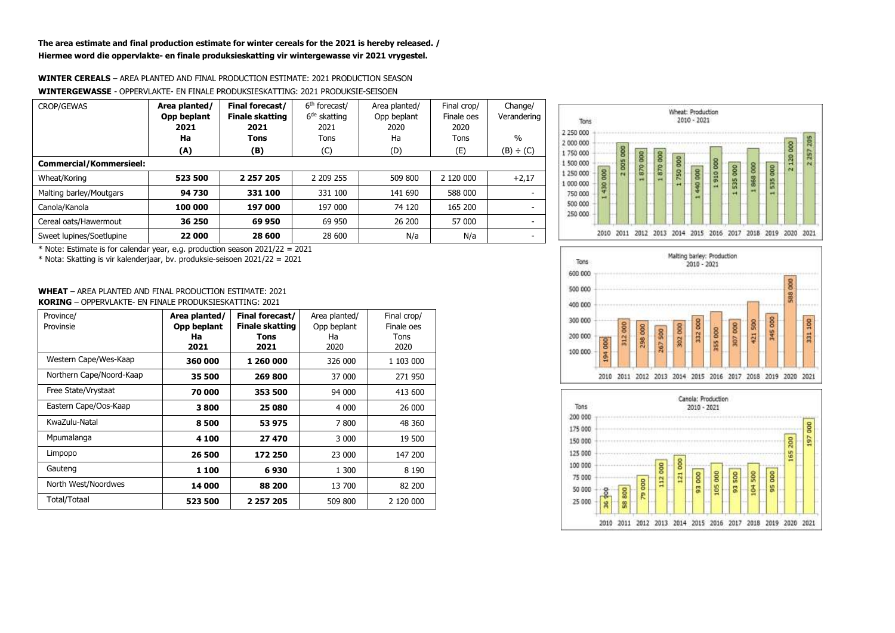**The area estimate and final production estimate for winter cereals for the 2021 is hereby released. /**
**Hiermee word die oppervlakte- en finale produksieskatting vir wintergewasse vir 2021 vrygestel.**

**WINTER CEREALS** – AREA PLANTED AND FINAL PRODUCTION ESTIMATE: 2021 PRODUCTION SEASON
**WINTERGEWASSE** - OPPERVLAKTE- EN FINALE PRODUKSIESKATTING: 2021 PRODUKSIE-SEISOEN

| CROP/GEWAS | **Area planted/ Opp beplant 2021 Ha (A)** | **Final forecast/ Finale skatting 2021 Tons (B)** | 6th forecast/ 6de skatting 2021 Tons (C) | Area planted/ Opp beplant 2020 Ha (D) | Final crop/ Finale oes 2020 Tons (E) | Change/ Verandering % (B) ÷ (C) |
|---|---|---|---|---|---|---|
| **Commercial/Kommersieel:** | | | | | | |
| Wheat/Koring | **523 500** | **2 257 205** | 2 209 255 | 509 800 | 2 120 000 | +2,17 |
| Malting barley/Moutgars | **94 730** | **331 100** | 331 100 | 141 690 | 588 000 | - |
| Canola/Kanola | **100 000** | **197 000** | 197 000 | 74 120 | 165 200 | - |
| Cereal oats/Hawermout | **36 250** | **69 950** | 69 950 | 26 200 | 57 000 | - |
| Sweet lupines/Soetlupine | **22 000** | **28 600** | 28 600 | N/a | N/a | - |

* Note: Estimate is for calendar year, e.g. production season 2021/22 = 2021
* Nota: Skatting is vir kalenderjaar, bv. produksie-seisoen 2021/22 = 2021

**WHEAT** – AREA PLANTED AND FINAL PRODUCTION ESTIMATE: 2021
**KORING** – OPPERVLAKTE- EN FINALE PRODUKSIESKATTING: 2021

| Province/ Provinsie | **Area planted/ Opp beplant Ha 2021** | **Final forecast/ Finale skatting Tons 2021** | Area planted/ Opp beplant Ha 2020 | Final crop/ Finale oes Tons 2020 |
|---|---|---|---|---|
| Western Cape/Wes-Kaap | **360 000** | **1 260 000** | 326 000 | 1 103 000 |
| Northern Cape/Noord-Kaap | **35 500** | **269 800** | 37 000 | 271 950 |
| Free State/Vrystaat | **70 000** | **353 500** | 94 000 | 413 600 |
| Eastern Cape/Oos-Kaap | **3 800** | **25 080** | 4 000 | 26 000 |
| KwaZulu-Natal | **8 500** | **53 975** | 7 800 | 48 360 |
| Mpumalanga | **4 100** | **27 470** | 3 000 | 19 500 |
| Limpopo | **26 500** | **172 250** | 23 000 | 147 200 |
| Gauteng | **1 100** | **6 930** | 1 300 | 8 190 |
| North West/Noordwes | **14 000** | **88 200** | 13 700 | 82 200 |
| Total/Totaal | **523 500** | **2 257 205** | 509 800 | 2 120 000 |

Wheat: Production 2010 - 2021 (Tons)

| 2010 | 2011 | 2012 | 2013 | 2014 | 2015 | 2016 | 2017 | 2018 | 2019 | 2020 | 2021 |
|---|---|---|---|---|---|---|---|---|---|---|---|
| 1 430 000 | 2 005 000 | 1 870 000 | 1 870 000 | 1 750 000 | 1 440 000 | 1 910 000 | 1 535 000 | 1 868 000 | 1 535 000 | 2 120 000 | 2 257 205 |

Malting barley: Production 2010 - 2021 (Tons)

| 2010 | 2011 | 2012 | 2013 | 2014 | 2015 | 2016 | 2017 | 2018 | 2019 | 2020 | 2021 |
|---|---|---|---|---|---|---|---|---|---|---|---|
| 194 000 | 312 000 | 298 000 | 267 500 | 302 000 | 332 000 | 355 000 | 307 000 | 421 500 | 345 000 | 588 000 | 331 100 |

Canola: Production 2010 - 2021 (Tons)

| 2010 | 2011 | 2012 | 2013 | 2014 | 2015 | 2016 | 2017 | 2018 | 2019 | 2020 | 2021 |
|---|---|---|---|---|---|---|---|---|---|---|---|
| 36 900 | 58 800 | 79 000 | 112 000 | 121 000 | 93 000 | 105 000 | 93 500 | 104 500 | 95 000 | 165 200 | 197 000 |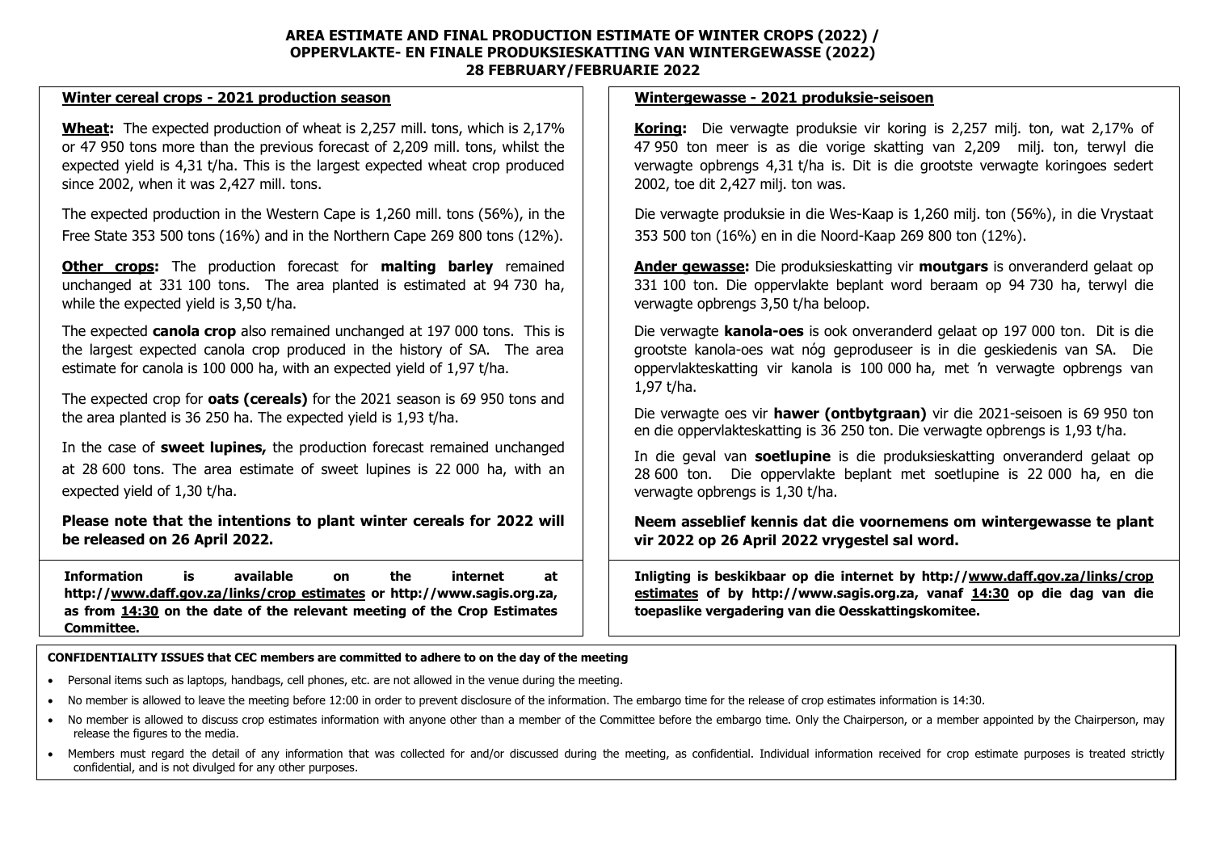# AREA ESTIMATE AND FINAL PRODUCTION ESTIMATE OF WINTER CROPS (2022) / OPPERVLAKTE- EN FINALE PRODUKSIESKATTING VAN WINTERGEWASSE (2022)

**28 FEBRUARY/FEBRUARIE 2022**

## Winter cereal crops - 2021 production season

**Wheat:** The expected production of wheat is 2,257 mill. tons, which is 2,17% or 47 950 tons more than the previous forecast of 2,209 mill. tons, whilst the expected yield is 4,31 t/ha. This is the largest expected wheat crop produced since 2002, when it was 2,427 mill. tons.

The expected production in the Western Cape is 1,260 mill. tons (56%), in the Free State 353 500 tons (16%) and in the Northern Cape 269 800 tons (12%).

**Other crops:** The production forecast for **malting barley** remained unchanged at 331 100 tons. The area planted is estimated at 94 730 ha, while the expected yield is 3,50 t/ha.

The expected **canola crop** also remained unchanged at 197 000 tons. This is the largest expected canola crop produced in the history of SA. The area estimate for canola is 100 000 ha, with an expected yield of 1,97 t/ha.

The expected crop for **oats (cereals)** for the 2021 season is 69 950 tons and the area planted is 36 250 ha. The expected yield is 1,93 t/ha.

In the case of **sweet lupines,** the production forecast remained unchanged at 28 600 tons. The area estimate of sweet lupines is 22 000 ha, with an expected yield of 1,30 t/ha.

**Please note that the intentions to plant winter cereals for 2022 will be released on 26 April 2022.**

**Information is available on the internet at http://www.daff.gov.za/links/crop estimates or http://www.sagis.org.za, as from 14:30 on the date of the relevant meeting of the Crop Estimates Committee.**

## Wintergewasse - 2021 produksie-seisoen

**Koring:** Die verwagte produksie vir koring is 2,257 milj. ton, wat 2,17% of 47 950 ton meer is as die vorige skatting van 2,209 milj. ton, terwyl die verwagte opbrengs 4,31 t/ha is. Dit is die grootste verwagte koringoes sedert 2002, toe dit 2,427 milj. ton was.

Die verwagte produksie in die Wes-Kaap is 1,260 milj. ton (56%), in die Vrystaat 353 500 ton (16%) en in die Noord-Kaap 269 800 ton (12%).

**Ander gewasse:** Die produksieskatting vir **moutgars** is onveranderd gelaat op 331 100 ton. Die oppervlakte beplant word beraam op 94 730 ha, terwyl die verwagte opbrengs 3,50 t/ha beloop.

Die verwagte **kanola-oes** is ook onveranderd gelaat op 197 000 ton. Dit is die grootste kanola-oes wat nóg geproduseer is in die geskiedenis van SA. Die oppervlakteskatting vir kanola is 100 000 ha, met 'n verwagte opbrengs van 1,97 t/ha.

Die verwagte oes vir **hawer (ontbytgraan)** vir die 2021-seisoen is 69 950 ton en die oppervlakteskatting is 36 250 ton. Die verwagte opbrengs is 1,93 t/ha.

In die geval van **soetlupine** is die produksieskatting onveranderd gelaat op 28 600 ton. Die oppervlakte beplant met soetlupine is 22 000 ha, en die verwagte opbrengs is 1,30 t/ha.

**Neem asseblief kennis dat die voornemens om wintergewasse te plant vir 2022 op 26 April 2022 vrygestel sal word.**

**Inligting is beskikbaar op die internet by http://www.daff.gov.za/links/crop estimates of by http://www.sagis.org.za, vanaf 14:30 op die dag van die toepaslike vergadering van die Oesskattingskomitee.**

**CONFIDENTIALITY ISSUES that CEC members are committed to adhere to on the day of the meeting**

- Personal items such as laptops, handbags, cell phones, etc. are not allowed in the venue during the meeting.
- No member is allowed to leave the meeting before 12:00 in order to prevent disclosure of the information. The embargo time for the release of crop estimates information is 14:30.
- No member is allowed to discuss crop estimates information with anyone other than a member of the Committee before the embargo time. Only the Chairperson, or a member appointed by the Chairperson, may release the figures to the media.
- Members must regard the detail of any information that was collected for and/or discussed during the meeting, as confidential. Individual information received for crop estimate purposes is treated strictly confidential, and is not divulged for any other purposes.